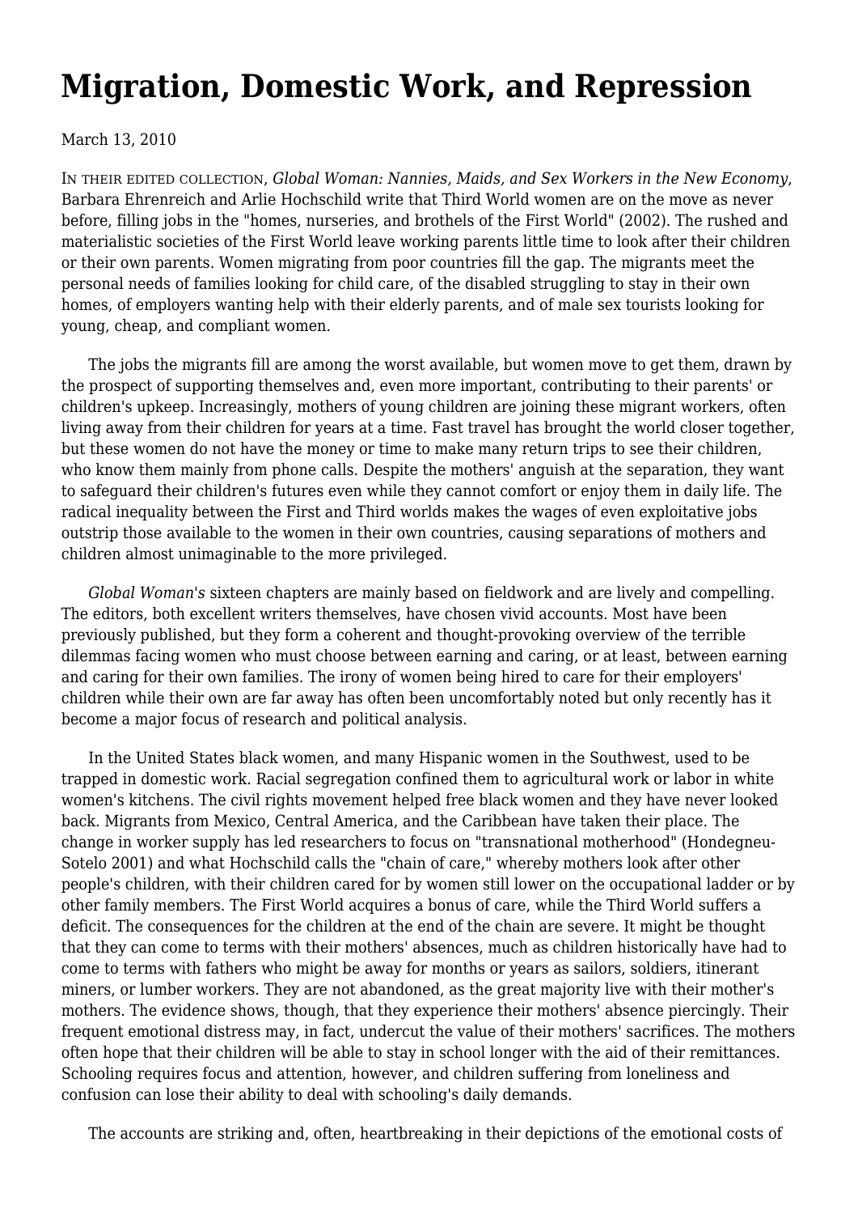# Migration, Domestic Work, and Repression

March 13, 2010

IN THEIR EDITED COLLECTION, *Global Woman: Nannies, Maids, and Sex Workers in the New Economy*, Barbara Ehrenreich and Arlie Hochschild write that Third World women are on the move as never before, filling jobs in the "homes, nurseries, and brothels of the First World" (2002). The rushed and materialistic societies of the First World leave working parents little time to look after their children or their own parents. Women migrating from poor countries fill the gap. The migrants meet the personal needs of families looking for child care, of the disabled struggling to stay in their own homes, of employers wanting help with their elderly parents, and of male sex tourists looking for young, cheap, and compliant women.

The jobs the migrants fill are among the worst available, but women move to get them, drawn by the prospect of supporting themselves and, even more important, contributing to their parents' or children's upkeep. Increasingly, mothers of young children are joining these migrant workers, often living away from their children for years at a time. Fast travel has brought the world closer together, but these women do not have the money or time to make many return trips to see their children, who know them mainly from phone calls. Despite the mothers' anguish at the separation, they want to safeguard their children's futures even while they cannot comfort or enjoy them in daily life. The radical inequality between the First and Third worlds makes the wages of even exploitative jobs outstrip those available to the women in their own countries, causing separations of mothers and children almost unimaginable to the more privileged.

*Global Woman's* sixteen chapters are mainly based on fieldwork and are lively and compelling. The editors, both excellent writers themselves, have chosen vivid accounts. Most have been previously published, but they form a coherent and thought-provoking overview of the terrible dilemmas facing women who must choose between earning and caring, or at least, between earning and caring for their own families. The irony of women being hired to care for their employers' children while their own are far away has often been uncomfortably noted but only recently has it become a major focus of research and political analysis.

In the United States black women, and many Hispanic women in the Southwest, used to be trapped in domestic work. Racial segregation confined them to agricultural work or labor in white women's kitchens. The civil rights movement helped free black women and they have never looked back. Migrants from Mexico, Central America, and the Caribbean have taken their place. The change in worker supply has led researchers to focus on "transnational motherhood" (Hondegneu-Sotelo 2001) and what Hochschild calls the "chain of care," whereby mothers look after other people's children, with their children cared for by women still lower on the occupational ladder or by other family members. The First World acquires a bonus of care, while the Third World suffers a deficit. The consequences for the children at the end of the chain are severe. It might be thought that they can come to terms with their mothers' absences, much as children historically have had to come to terms with fathers who might be away for months or years as sailors, soldiers, itinerant miners, or lumber workers. They are not abandoned, as the great majority live with their mother's mothers. The evidence shows, though, that they experience their mothers' absence piercingly. Their frequent emotional distress may, in fact, undercut the value of their mothers' sacrifices. The mothers often hope that their children will be able to stay in school longer with the aid of their remittances. Schooling requires focus and attention, however, and children suffering from loneliness and confusion can lose their ability to deal with schooling's daily demands.

The accounts are striking and, often, heartbreaking in their depictions of the emotional costs of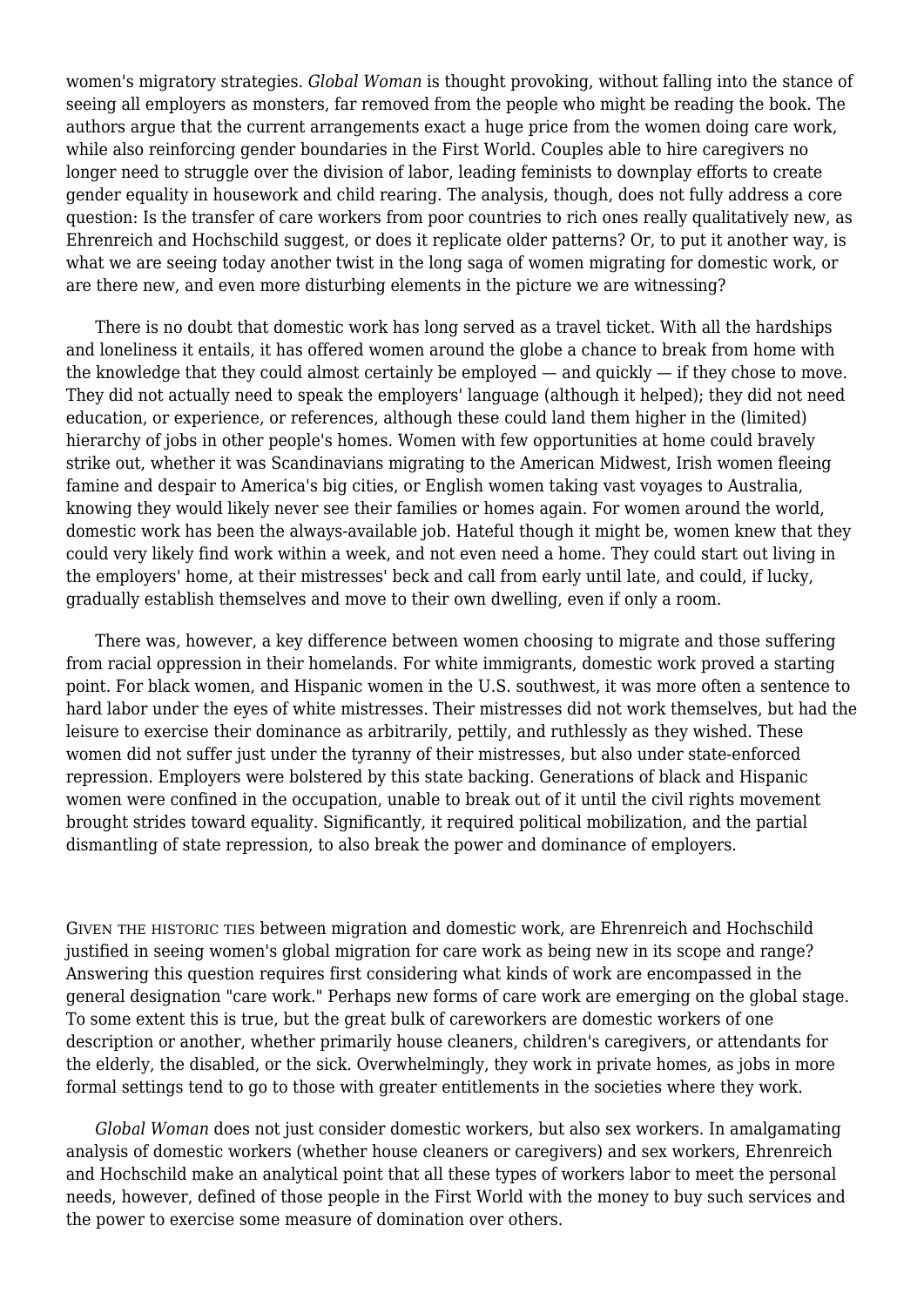women's migratory strategies. *Global Woman* is thought provoking, without falling into the stance of seeing all employers as monsters, far removed from the people who might be reading the book. The authors argue that the current arrangements exact a huge price from the women doing care work, while also reinforcing gender boundaries in the First World. Couples able to hire caregivers no longer need to struggle over the division of labor, leading feminists to downplay efforts to create gender equality in housework and child rearing. The analysis, though, does not fully address a core question: Is the transfer of care workers from poor countries to rich ones really qualitatively new, as Ehrenreich and Hochschild suggest, or does it replicate older patterns? Or, to put it another way, is what we are seeing today another twist in the long saga of women migrating for domestic work, or are there new, and even more disturbing elements in the picture we are witnessing?

There is no doubt that domestic work has long served as a travel ticket. With all the hardships and loneliness it entails, it has offered women around the globe a chance to break from home with the knowledge that they could almost certainly be employed — and quickly — if they chose to move. They did not actually need to speak the employers' language (although it helped); they did not need education, or experience, or references, although these could land them higher in the (limited) hierarchy of jobs in other people's homes. Women with few opportunities at home could bravely strike out, whether it was Scandinavians migrating to the American Midwest, Irish women fleeing famine and despair to America's big cities, or English women taking vast voyages to Australia, knowing they would likely never see their families or homes again. For women around the world, domestic work has been the always-available job. Hateful though it might be, women knew that they could very likely find work within a week, and not even need a home. They could start out living in the employers' home, at their mistresses' beck and call from early until late, and could, if lucky, gradually establish themselves and move to their own dwelling, even if only a room.

There was, however, a key difference between women choosing to migrate and those suffering from racial oppression in their homelands. For white immigrants, domestic work proved a starting point. For black women, and Hispanic women in the U.S. southwest, it was more often a sentence to hard labor under the eyes of white mistresses. Their mistresses did not work themselves, but had the leisure to exercise their dominance as arbitrarily, pettily, and ruthlessly as they wished. These women did not suffer just under the tyranny of their mistresses, but also under state-enforced repression. Employers were bolstered by this state backing. Generations of black and Hispanic women were confined in the occupation, unable to break out of it until the civil rights movement brought strides toward equality. Significantly, it required political mobilization, and the partial dismantling of state repression, to also break the power and dominance of employers.

GIVEN THE HISTORIC TIES between migration and domestic work, are Ehrenreich and Hochschild justified in seeing women's global migration for care work as being new in its scope and range? Answering this question requires first considering what kinds of work are encompassed in the general designation "care work." Perhaps new forms of care work are emerging on the global stage. To some extent this is true, but the great bulk of careworkers are domestic workers of one description or another, whether primarily house cleaners, children's caregivers, or attendants for the elderly, the disabled, or the sick. Overwhelmingly, they work in private homes, as jobs in more formal settings tend to go to those with greater entitlements in the societies where they work.

*Global Woman* does not just consider domestic workers, but also sex workers. In amalgamating analysis of domestic workers (whether house cleaners or caregivers) and sex workers, Ehrenreich and Hochschild make an analytical point that all these types of workers labor to meet the personal needs, however, defined of those people in the First World with the money to buy such services and the power to exercise some measure of domination over others.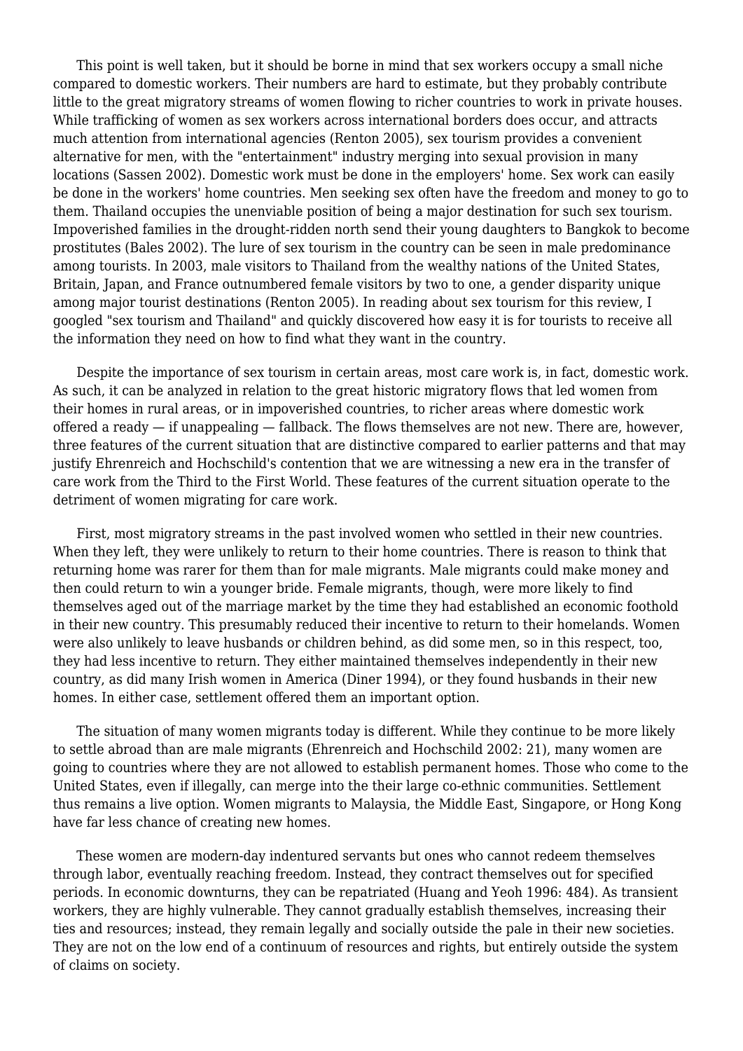This point is well taken, but it should be borne in mind that sex workers occupy a small niche compared to domestic workers. Their numbers are hard to estimate, but they probably contribute little to the great migratory streams of women flowing to richer countries to work in private houses. While trafficking of women as sex workers across international borders does occur, and attracts much attention from international agencies (Renton 2005), sex tourism provides a convenient alternative for men, with the "entertainment" industry merging into sexual provision in many locations (Sassen 2002). Domestic work must be done in the employers' home. Sex work can easily be done in the workers' home countries. Men seeking sex often have the freedom and money to go to them. Thailand occupies the unenviable position of being a major destination for such sex tourism. Impoverished families in the drought-ridden north send their young daughters to Bangkok to become prostitutes (Bales 2002). The lure of sex tourism in the country can be seen in male predominance among tourists. In 2003, male visitors to Thailand from the wealthy nations of the United States, Britain, Japan, and France outnumbered female visitors by two to one, a gender disparity unique among major tourist destinations (Renton 2005). In reading about sex tourism for this review, I googled "sex tourism and Thailand" and quickly discovered how easy it is for tourists to receive all the information they need on how to find what they want in the country.

Despite the importance of sex tourism in certain areas, most care work is, in fact, domestic work. As such, it can be analyzed in relation to the great historic migratory flows that led women from their homes in rural areas, or in impoverished countries, to richer areas where domestic work offered a ready — if unappealing — fallback. The flows themselves are not new. There are, however, three features of the current situation that are distinctive compared to earlier patterns and that may justify Ehrenreich and Hochschild's contention that we are witnessing a new era in the transfer of care work from the Third to the First World. These features of the current situation operate to the detriment of women migrating for care work.

First, most migratory streams in the past involved women who settled in their new countries. When they left, they were unlikely to return to their home countries. There is reason to think that returning home was rarer for them than for male migrants. Male migrants could make money and then could return to win a younger bride. Female migrants, though, were more likely to find themselves aged out of the marriage market by the time they had established an economic foothold in their new country. This presumably reduced their incentive to return to their homelands. Women were also unlikely to leave husbands or children behind, as did some men, so in this respect, too, they had less incentive to return. They either maintained themselves independently in their new country, as did many Irish women in America (Diner 1994), or they found husbands in their new homes. In either case, settlement offered them an important option.

The situation of many women migrants today is different. While they continue to be more likely to settle abroad than are male migrants (Ehrenreich and Hochschild 2002: 21), many women are going to countries where they are not allowed to establish permanent homes. Those who come to the United States, even if illegally, can merge into the their large co-ethnic communities. Settlement thus remains a live option. Women migrants to Malaysia, the Middle East, Singapore, or Hong Kong have far less chance of creating new homes.

These women are modern-day indentured servants but ones who cannot redeem themselves through labor, eventually reaching freedom. Instead, they contract themselves out for specified periods. In economic downturns, they can be repatriated (Huang and Yeoh 1996: 484). As transient workers, they are highly vulnerable. They cannot gradually establish themselves, increasing their ties and resources; instead, they remain legally and socially outside the pale in their new societies. They are not on the low end of a continuum of resources and rights, but entirely outside the system of claims on society.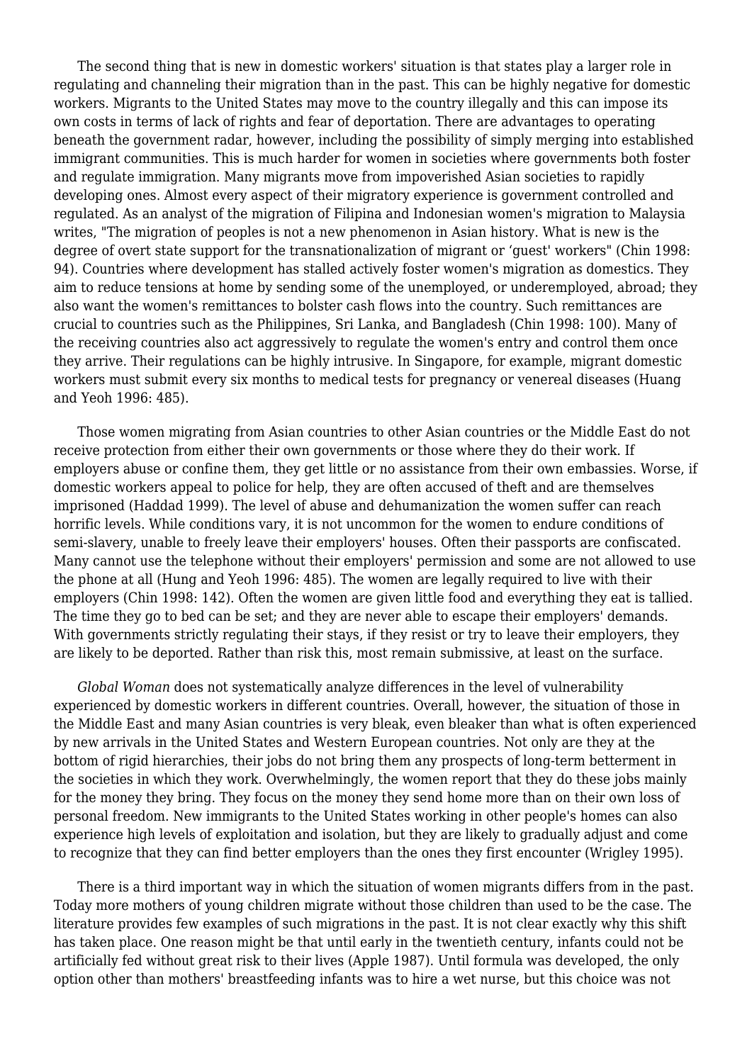The second thing that is new in domestic workers' situation is that states play a larger role in regulating and channeling their migration than in the past. This can be highly negative for domestic workers. Migrants to the United States may move to the country illegally and this can impose its own costs in terms of lack of rights and fear of deportation. There are advantages to operating beneath the government radar, however, including the possibility of simply merging into established immigrant communities. This is much harder for women in societies where governments both foster and regulate immigration. Many migrants move from impoverished Asian societies to rapidly developing ones. Almost every aspect of their migratory experience is government controlled and regulated. As an analyst of the migration of Filipina and Indonesian women's migration to Malaysia writes, "The migration of peoples is not a new phenomenon in Asian history. What is new is the degree of overt state support for the transnationalization of migrant or 'guest' workers" (Chin 1998: 94). Countries where development has stalled actively foster women's migration as domestics. They aim to reduce tensions at home by sending some of the unemployed, or underemployed, abroad; they also want the women's remittances to bolster cash flows into the country. Such remittances are crucial to countries such as the Philippines, Sri Lanka, and Bangladesh (Chin 1998: 100). Many of the receiving countries also act aggressively to regulate the women's entry and control them once they arrive. Their regulations can be highly intrusive. In Singapore, for example, migrant domestic workers must submit every six months to medical tests for pregnancy or venereal diseases (Huang and Yeoh 1996: 485).

Those women migrating from Asian countries to other Asian countries or the Middle East do not receive protection from either their own governments or those where they do their work. If employers abuse or confine them, they get little or no assistance from their own embassies. Worse, if domestic workers appeal to police for help, they are often accused of theft and are themselves imprisoned (Haddad 1999). The level of abuse and dehumanization the women suffer can reach horrific levels. While conditions vary, it is not uncommon for the women to endure conditions of semi-slavery, unable to freely leave their employers' houses. Often their passports are confiscated. Many cannot use the telephone without their employers' permission and some are not allowed to use the phone at all (Hung and Yeoh 1996: 485). The women are legally required to live with their employers (Chin 1998: 142). Often the women are given little food and everything they eat is tallied. The time they go to bed can be set; and they are never able to escape their employers' demands. With governments strictly regulating their stays, if they resist or try to leave their employers, they are likely to be deported. Rather than risk this, most remain submissive, at least on the surface.

*Global Woman* does not systematically analyze differences in the level of vulnerability experienced by domestic workers in different countries. Overall, however, the situation of those in the Middle East and many Asian countries is very bleak, even bleaker than what is often experienced by new arrivals in the United States and Western European countries. Not only are they at the bottom of rigid hierarchies, their jobs do not bring them any prospects of long-term betterment in the societies in which they work. Overwhelmingly, the women report that they do these jobs mainly for the money they bring. They focus on the money they send home more than on their own loss of personal freedom. New immigrants to the United States working in other people's homes can also experience high levels of exploitation and isolation, but they are likely to gradually adjust and come to recognize that they can find better employers than the ones they first encounter (Wrigley 1995).

There is a third important way in which the situation of women migrants differs from in the past. Today more mothers of young children migrate without those children than used to be the case. The literature provides few examples of such migrations in the past. It is not clear exactly why this shift has taken place. One reason might be that until early in the twentieth century, infants could not be artificially fed without great risk to their lives (Apple 1987). Until formula was developed, the only option other than mothers' breastfeeding infants was to hire a wet nurse, but this choice was not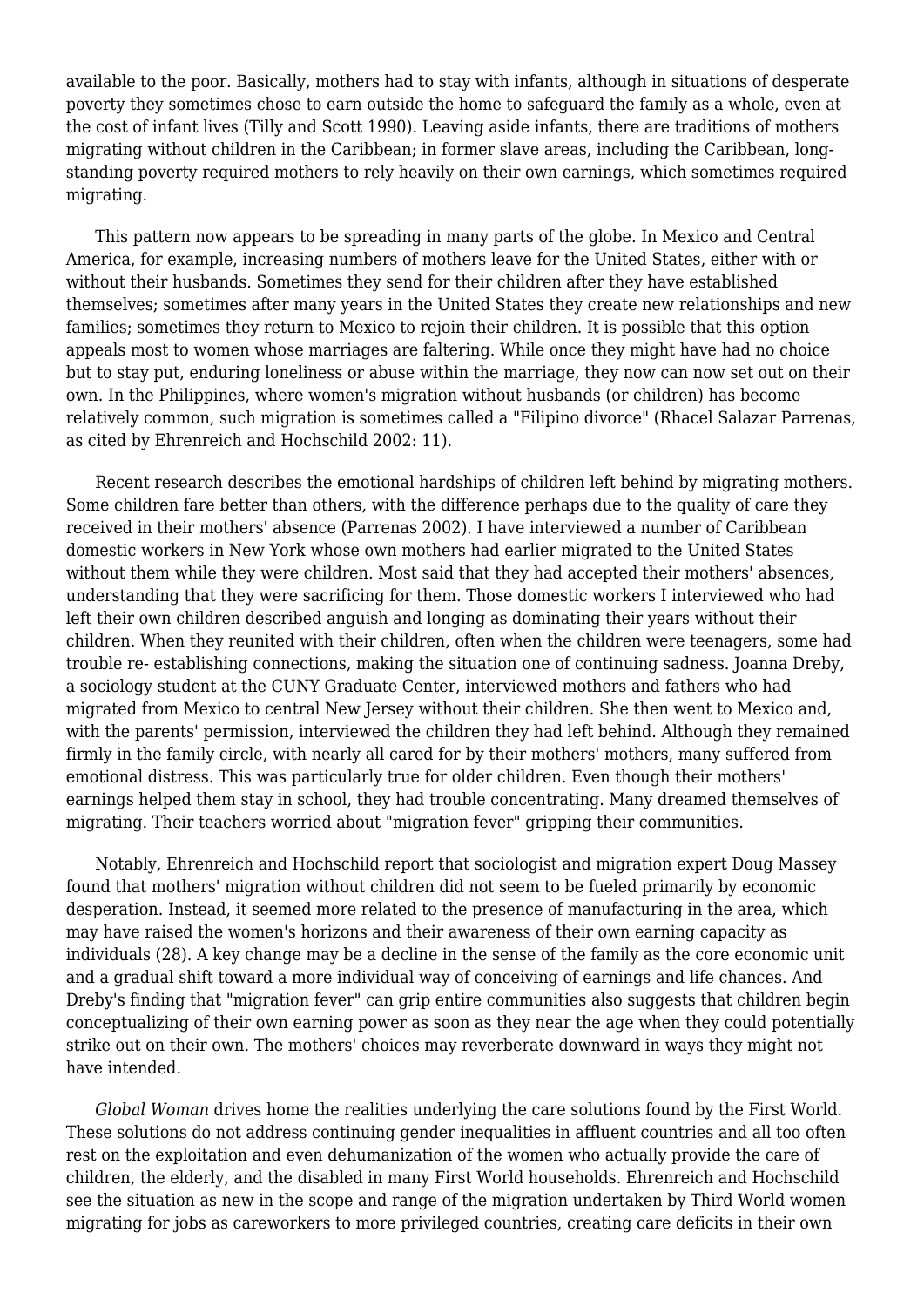available to the poor. Basically, mothers had to stay with infants, although in situations of desperate poverty they sometimes chose to earn outside the home to safeguard the family as a whole, even at the cost of infant lives (Tilly and Scott 1990). Leaving aside infants, there are traditions of mothers migrating without children in the Caribbean; in former slave areas, including the Caribbean, long-standing poverty required mothers to rely heavily on their own earnings, which sometimes required migrating.

This pattern now appears to be spreading in many parts of the globe. In Mexico and Central America, for example, increasing numbers of mothers leave for the United States, either with or without their husbands. Sometimes they send for their children after they have established themselves; sometimes after many years in the United States they create new relationships and new families; sometimes they return to Mexico to rejoin their children. It is possible that this option appeals most to women whose marriages are faltering. While once they might have had no choice but to stay put, enduring loneliness or abuse within the marriage, they now can now set out on their own. In the Philippines, where women's migration without husbands (or children) has become relatively common, such migration is sometimes called a "Filipino divorce" (Rhacel Salazar Parrenas, as cited by Ehrenreich and Hochschild 2002: 11).

Recent research describes the emotional hardships of children left behind by migrating mothers. Some children fare better than others, with the difference perhaps due to the quality of care they received in their mothers' absence (Parrenas 2002). I have interviewed a number of Caribbean domestic workers in New York whose own mothers had earlier migrated to the United States without them while they were children. Most said that they had accepted their mothers' absences, understanding that they were sacrificing for them. Those domestic workers I interviewed who had left their own children described anguish and longing as dominating their years without their children. When they reunited with their children, often when the children were teenagers, some had trouble re- establishing connections, making the situation one of continuing sadness. Joanna Dreby, a sociology student at the CUNY Graduate Center, interviewed mothers and fathers who had migrated from Mexico to central New Jersey without their children. She then went to Mexico and, with the parents' permission, interviewed the children they had left behind. Although they remained firmly in the family circle, with nearly all cared for by their mothers' mothers, many suffered from emotional distress. This was particularly true for older children. Even though their mothers' earnings helped them stay in school, they had trouble concentrating. Many dreamed themselves of migrating. Their teachers worried about "migration fever" gripping their communities.

Notably, Ehrenreich and Hochschild report that sociologist and migration expert Doug Massey found that mothers' migration without children did not seem to be fueled primarily by economic desperation. Instead, it seemed more related to the presence of manufacturing in the area, which may have raised the women's horizons and their awareness of their own earning capacity as individuals (28). A key change may be a decline in the sense of the family as the core economic unit and a gradual shift toward a more individual way of conceiving of earnings and life chances. And Dreby's finding that "migration fever" can grip entire communities also suggests that children begin conceptualizing of their own earning power as soon as they near the age when they could potentially strike out on their own. The mothers' choices may reverberate downward in ways they might not have intended.

*Global Woman* drives home the realities underlying the care solutions found by the First World. These solutions do not address continuing gender inequalities in affluent countries and all too often rest on the exploitation and even dehumanization of the women who actually provide the care of children, the elderly, and the disabled in many First World households. Ehrenreich and Hochschild see the situation as new in the scope and range of the migration undertaken by Third World women migrating for jobs as careworkers to more privileged countries, creating care deficits in their own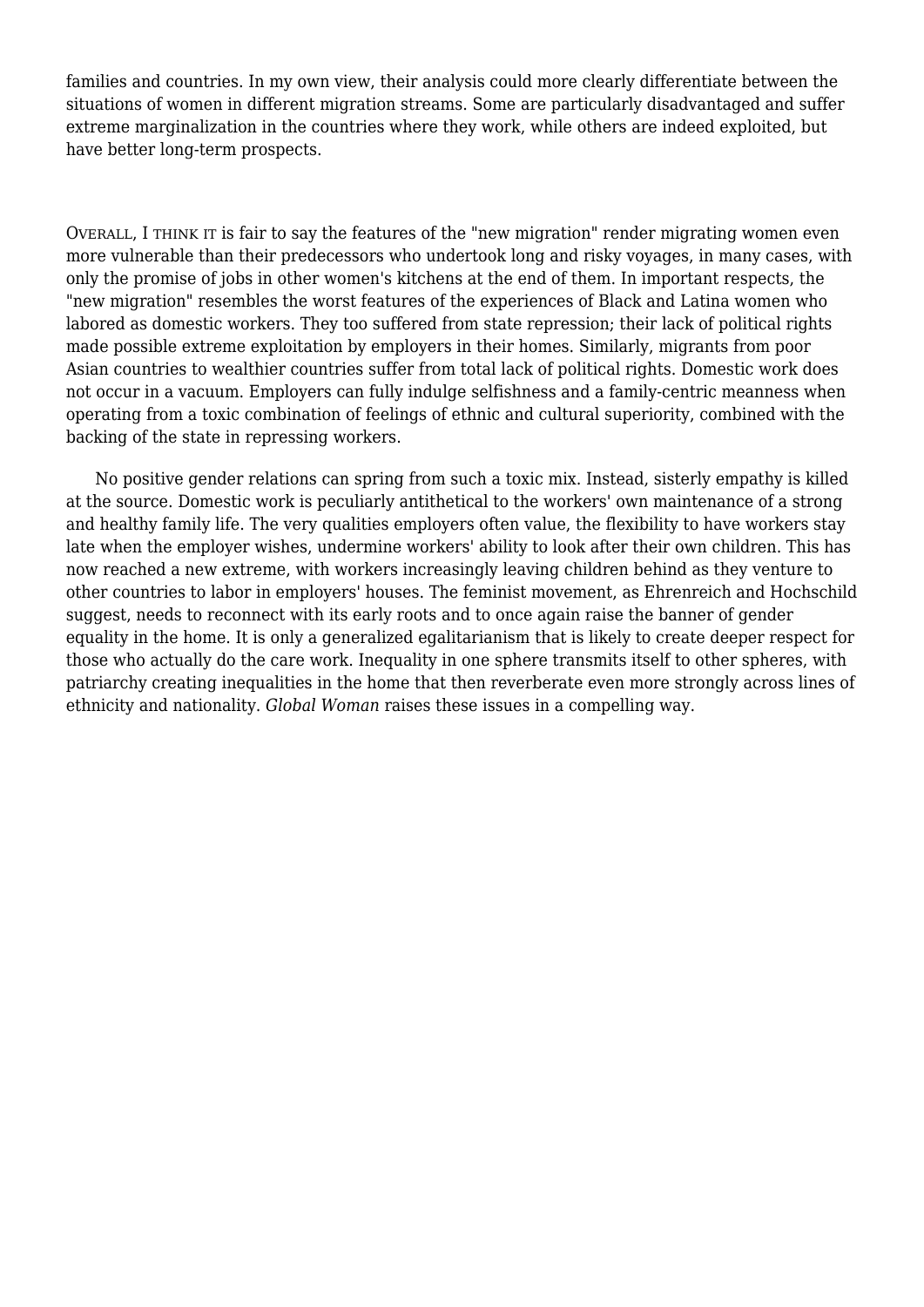families and countries. In my own view, their analysis could more clearly differentiate between the situations of women in different migration streams. Some are particularly disadvantaged and suffer extreme marginalization in the countries where they work, while others are indeed exploited, but have better long-term prospects.

OVERALL, I THINK IT is fair to say the features of the "new migration" render migrating women even more vulnerable than their predecessors who undertook long and risky voyages, in many cases, with only the promise of jobs in other women's kitchens at the end of them. In important respects, the "new migration" resembles the worst features of the experiences of Black and Latina women who labored as domestic workers. They too suffered from state repression; their lack of political rights made possible extreme exploitation by employers in their homes. Similarly, migrants from poor Asian countries to wealthier countries suffer from total lack of political rights. Domestic work does not occur in a vacuum. Employers can fully indulge selfishness and a family-centric meanness when operating from a toxic combination of feelings of ethnic and cultural superiority, combined with the backing of the state in repressing workers.

No positive gender relations can spring from such a toxic mix. Instead, sisterly empathy is killed at the source. Domestic work is peculiarly antithetical to the workers' own maintenance of a strong and healthy family life. The very qualities employers often value, the flexibility to have workers stay late when the employer wishes, undermine workers' ability to look after their own children. This has now reached a new extreme, with workers increasingly leaving children behind as they venture to other countries to labor in employers' houses. The feminist movement, as Ehrenreich and Hochschild suggest, needs to reconnect with its early roots and to once again raise the banner of gender equality in the home. It is only a generalized egalitarianism that is likely to create deeper respect for those who actually do the care work. Inequality in one sphere transmits itself to other spheres, with patriarchy creating inequalities in the home that then reverberate even more strongly across lines of ethnicity and nationality. *Global Woman* raises these issues in a compelling way.